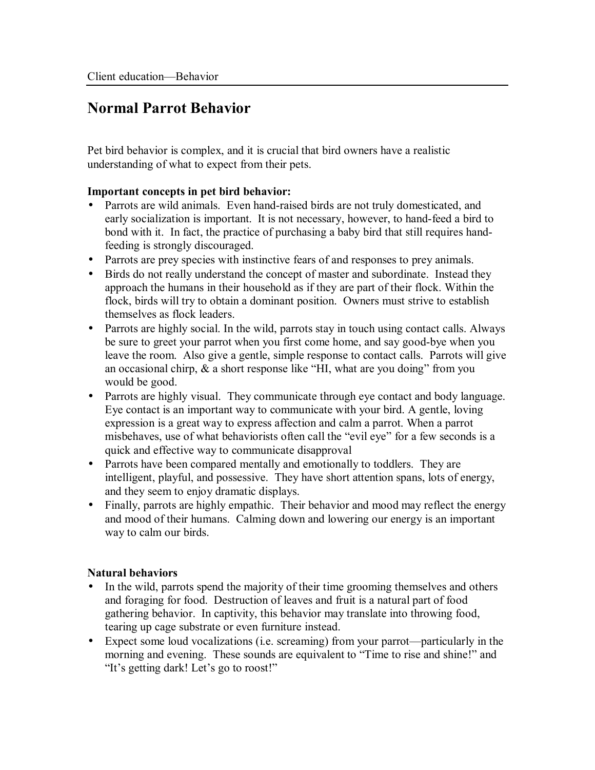# Normal Parrot Behavior

Pet bird behavior is complex, and it is crucial that bird owners have a realistic understanding of what to expect from their pets.

**Important concepts in pet bird behavior:**

- Parrots are wild animals. Even hand-raised birds are not truly domesticated, and early socialization is important. It is not necessary, however, to hand-feed a bird to bond with it. In fact, the practice of purchasing a baby bird that still requires hand-feeding is strongly discouraged.
- Parrots are prey species with instinctive fears of and responses to prey animals.
- Birds do not really understand the concept of master and subordinate. Instead they approach the humans in their household as if they are part of their flock. Within the flock, birds will try to obtain a dominant position. Owners must strive to establish themselves as flock leaders.
- Parrots are highly social. In the wild, parrots stay in touch using contact calls. Always be sure to greet your parrot when you first come home, and say good-bye when you leave the room. Also give a gentle, simple response to contact calls. Parrots will give an occasional chirp, & a short response like "HI, what are you doing" from you would be good.
- Parrots are highly visual. They communicate through eye contact and body language. Eye contact is an important way to communicate with your bird. A gentle, loving expression is a great way to express affection and calm a parrot. When a parrot misbehaves, use of what behaviorists often call the "evil eye" for a few seconds is a quick and effective way to communicate disapproval
- Parrots have been compared mentally and emotionally to toddlers. They are intelligent, playful, and possessive. They have short attention spans, lots of energy, and they seem to enjoy dramatic displays.
- Finally, parrots are highly empathic. Their behavior and mood may reflect the energy and mood of their humans. Calming down and lowering our energy is an important way to calm our birds.

**Natural behaviors**

- In the wild, parrots spend the majority of their time grooming themselves and others and foraging for food. Destruction of leaves and fruit is a natural part of food gathering behavior. In captivity, this behavior may translate into throwing food, tearing up cage substrate or even furniture instead.
- Expect some loud vocalizations (i.e. screaming) from your parrot—particularly in the morning and evening. These sounds are equivalent to "Time to rise and shine!" and "It's getting dark! Let's go to roost!"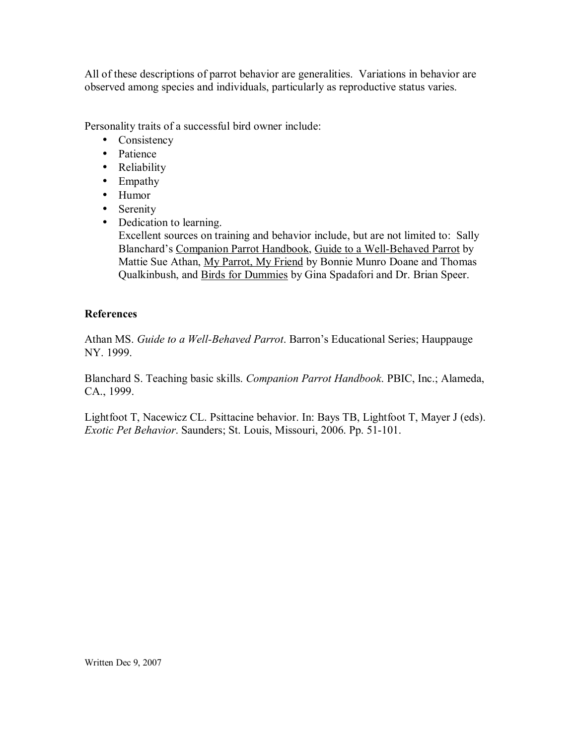All of these descriptions of parrot behavior are generalities. Variations in behavior are observed among species and individuals, particularly as reproductive status varies.

Personality traits of a successful bird owner include:

- Consistency
- Patience
- Reliability
- Empathy
- Humor
- Serenity
- Dedication to learning.
  Excellent sources on training and behavior include, but are not limited to: Sally Blanchard's Companion Parrot Handbook, Guide to a Well-Behaved Parrot by Mattie Sue Athan, My Parrot, My Friend by Bonnie Munro Doane and Thomas Qualkinbush, and Birds for Dummies by Gina Spadafori and Dr. Brian Speer.

**References**

Athan MS. *Guide to a Well-Behaved Parrot*. Barron's Educational Series; Hauppauge NY. 1999.

Blanchard S. Teaching basic skills. *Companion Parrot Handbook*. PBIC, Inc.; Alameda, CA., 1999.

Lightfoot T, Nacewicz CL. Psittacine behavior. In: Bays TB, Lightfoot T, Mayer J (eds). *Exotic Pet Behavior*. Saunders; St. Louis, Missouri, 2006. Pp. 51-101.

Written Dec 9, 2007